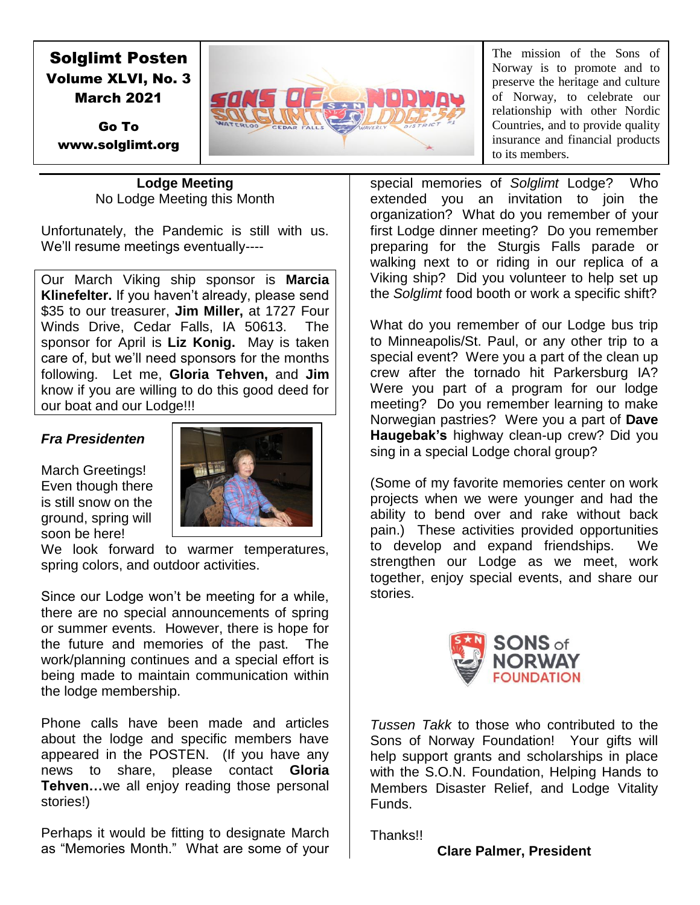**Solglimt Posten**
**Volume XLVI, No. 3**
**March 2021**

**Go To**
**www.solglimt.org**

The mission of the Sons of Norway is to promote and to preserve the heritage and culture of Norway, to celebrate our relationship with other Nordic Countries, and to provide quality insurance and financial products to its members.

**Lodge Meeting**
No Lodge Meeting this Month

Unfortunately, the Pandemic is still with us. We'll resume meetings eventually----

Our March Viking ship sponsor is **Marcia Klinefelter.** If you haven't already, please send $35 to our treasurer, **Jim Miller,** at 1727 Four Winds Drive, Cedar Falls, IA 50613. The sponsor for April is **Liz Konig.** May is taken care of, but we'll need sponsors for the months following. Let me, **Gloria Tehven,** and **Jim** know if you are willing to do this good deed for our boat and our Lodge!!!

***Fra Presidenten***

March Greetings! Even though there is still snow on the ground, spring will soon be here! We look forward to warmer temperatures, spring colors, and outdoor activities.

Since our Lodge won't be meeting for a while, there are no special announcements of spring or summer events. However, there is hope for the future and memories of the past. The work/planning continues and a special effort is being made to maintain communication within the lodge membership.

Phone calls have been made and articles about the lodge and specific members have appeared in the POSTEN. (If you have any news to share, please contact **Gloria Tehven…**we all enjoy reading those personal stories!)

Perhaps it would be fitting to designate March as "Memories Month." What are some of your special memories of *Solglimt* Lodge? Who extended you an invitation to join the organization? What do you remember of your first Lodge dinner meeting? Do you remember preparing for the Sturgis Falls parade or walking next to or riding in our replica of a Viking ship? Did you volunteer to help set up the *Solglimt* food booth or work a specific shift?

What do you remember of our Lodge bus trip to Minneapolis/St. Paul, or any other trip to a special event? Were you a part of the clean up crew after the tornado hit Parkersburg IA? Were you part of a program for our lodge meeting? Do you remember learning to make Norwegian pastries? Were you a part of **Dave Haugebak's** highway clean-up crew? Did you sing in a special Lodge choral group?

(Some of my favorite memories center on work projects when we were younger and had the ability to bend over and rake without back pain.) These activities provided opportunities to develop and expand friendships. We strengthen our Lodge as we meet, work together, enjoy special events, and share our stories.

*Tussen Takk* to those who contributed to the Sons of Norway Foundation! Your gifts will help support grants and scholarships in place with the S.O.N. Foundation, Helping Hands to Members Disaster Relief, and Lodge Vitality Funds.

Thanks!!

**Clare Palmer, President**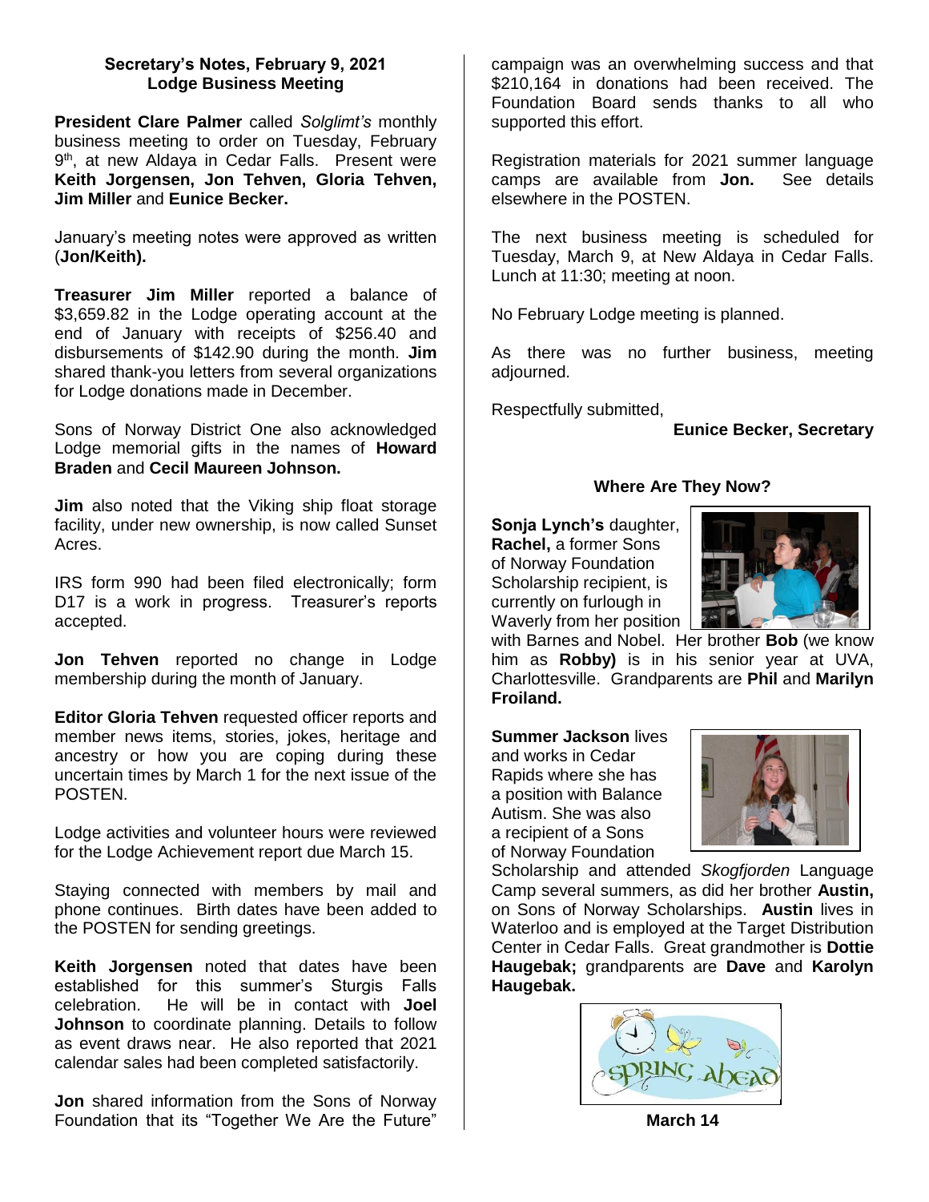## Secretary's Notes, February 9, 2021
## Lodge Business Meeting

**President Clare Palmer** called *Solglimt's* monthly business meeting to order on Tuesday, February 9th, at new Aldaya in Cedar Falls. Present were **Keith Jorgensen, Jon Tehven, Gloria Tehven, Jim Miller** and **Eunice Becker.**

January's meeting notes were approved as written (**Jon/Keith).**

**Treasurer Jim Miller** reported a balance of $3,659.82 in the Lodge operating account at the end of January with receipts of $256.40 and disbursements of $142.90 during the month. **Jim** shared thank-you letters from several organizations for Lodge donations made in December.

Sons of Norway District One also acknowledged Lodge memorial gifts in the names of **Howard Braden** and **Cecil Maureen Johnson.**

**Jim** also noted that the Viking ship float storage facility, under new ownership, is now called Sunset Acres.

IRS form 990 had been filed electronically; form D17 is a work in progress. Treasurer's reports accepted.

**Jon Tehven** reported no change in Lodge membership during the month of January.

**Editor Gloria Tehven** requested officer reports and member news items, stories, jokes, heritage and ancestry or how you are coping during these uncertain times by March 1 for the next issue of the POSTEN.

Lodge activities and volunteer hours were reviewed for the Lodge Achievement report due March 15.

Staying connected with members by mail and phone continues. Birth dates have been added to the POSTEN for sending greetings.

**Keith Jorgensen** noted that dates have been established for this summer's Sturgis Falls celebration. He will be in contact with **Joel Johnson** to coordinate planning. Details to follow as event draws near. He also reported that 2021 calendar sales had been completed satisfactorily.

**Jon** shared information from the Sons of Norway Foundation that its "Together We Are the Future" campaign was an overwhelming success and that $210,164 in donations had been received. The Foundation Board sends thanks to all who supported this effort.

Registration materials for 2021 summer language camps are available from **Jon.** See details elsewhere in the POSTEN.

The next business meeting is scheduled for Tuesday, March 9, at New Aldaya in Cedar Falls. Lunch at 11:30; meeting at noon.

No February Lodge meeting is planned.

As there was no further business, meeting adjourned.

Respectfully submitted,

**Eunice Becker, Secretary**

## Where Are They Now?

**Sonja Lynch's** daughter, **Rachel,** a former Sons of Norway Foundation Scholarship recipient, is currently on furlough in Waverly from her position with Barnes and Nobel. Her brother **Bob** (we know him as **Robby)** is in his senior year at UVA, Charlottesville. Grandparents are **Phil** and **Marilyn Froiland.**

**Summer Jackson** lives and works in Cedar Rapids where she has a position with Balance Autism. She was also a recipient of a Sons of Norway Foundation Scholarship and attended *Skogfjorden* Language Camp several summers, as did her brother **Austin,** on Sons of Norway Scholarships. **Austin** lives in Waterloo and is employed at the Target Distribution Center in Cedar Falls. Great grandmother is **Dottie Haugebak;** grandparents are **Dave** and **Karolyn Haugebak.**

SPRING ahead

**March 14**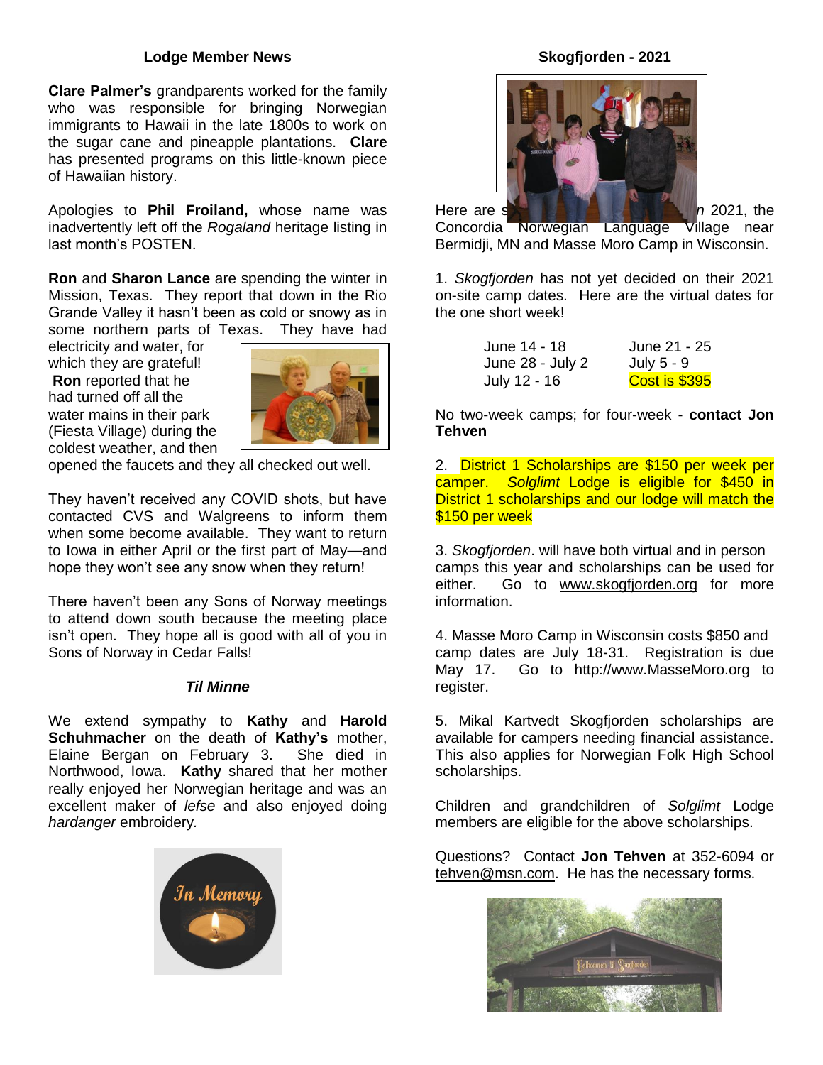## Lodge Member News

**Clare Palmer's** grandparents worked for the family who was responsible for bringing Norwegian immigrants to Hawaii in the late 1800s to work on the sugar cane and pineapple plantations. **Clare** has presented programs on this little-known piece of Hawaiian history.

Apologies to **Phil Froiland,** whose name was inadvertently left off the *Rogaland* heritage listing in last month's POSTEN.

**Ron** and **Sharon Lance** are spending the winter in Mission, Texas. They report that down in the Rio Grande Valley it hasn't been as cold or snowy as in some northern parts of Texas. They have had electricity and water, for which they are grateful! **Ron** reported that he had turned off all the water mains in their park (Fiesta Village) during the coldest weather, and then opened the faucets and they all checked out well.

They haven't received any COVID shots, but have contacted CVS and Walgreens to inform them when some become available. They want to return to Iowa in either April or the first part of May—and hope they won't see any snow when they return!

There haven't been any Sons of Norway meetings to attend down south because the meeting place isn't open. They hope all is good with all of you in Sons of Norway in Cedar Falls!

### *Til Minne*

We extend sympathy to **Kathy** and **Harold Schuhmacher** on the death of **Kathy's** mother, Elaine Bergan on February 3. She died in Northwood, Iowa. **Kathy** shared that her mother really enjoyed her Norwegian heritage and was an excellent maker of *lefse* and also enjoyed doing *hardanger* embroidery.

## Skogfjorden - 2021

Here are s... n 2021, the Concordia Norwegian Language Village near Bermidji, MN and Masse Moro Camp in Wisconsin.

1. *Skogfjorden* has not yet decided on their 2021 on-site camp dates. Here are the virtual dates for the one short week!

| | |
|---|---|
| June 14 - 18 | June 21 - 25 |
| June 28 - July 2 | July 5 - 9 |
| July 12 - 16 | Cost is $395 |

No two-week camps; for four-week - **contact Jon Tehven**

2. District 1 Scholarships are $150 per week per camper. *Solglimt* Lodge is eligible for $450 in District 1 scholarships and our lodge will match the $150 per week

3. *Skogfjorden*. will have both virtual and in person camps this year and scholarships can be used for either. Go to www.skogfjorden.org for more information.

4. Masse Moro Camp in Wisconsin costs $850 and camp dates are July 18-31. Registration is due May 17. Go to http://www.MasseMoro.org to register.

5. Mikal Kartvedt Skogfjorden scholarships are available for campers needing financial assistance. This also applies for Norwegian Folk High School scholarships.

Children and grandchildren of *Solglimt* Lodge members are eligible for the above scholarships.

Questions? Contact **Jon Tehven** at 352-6094 or tehven@msn.com. He has the necessary forms.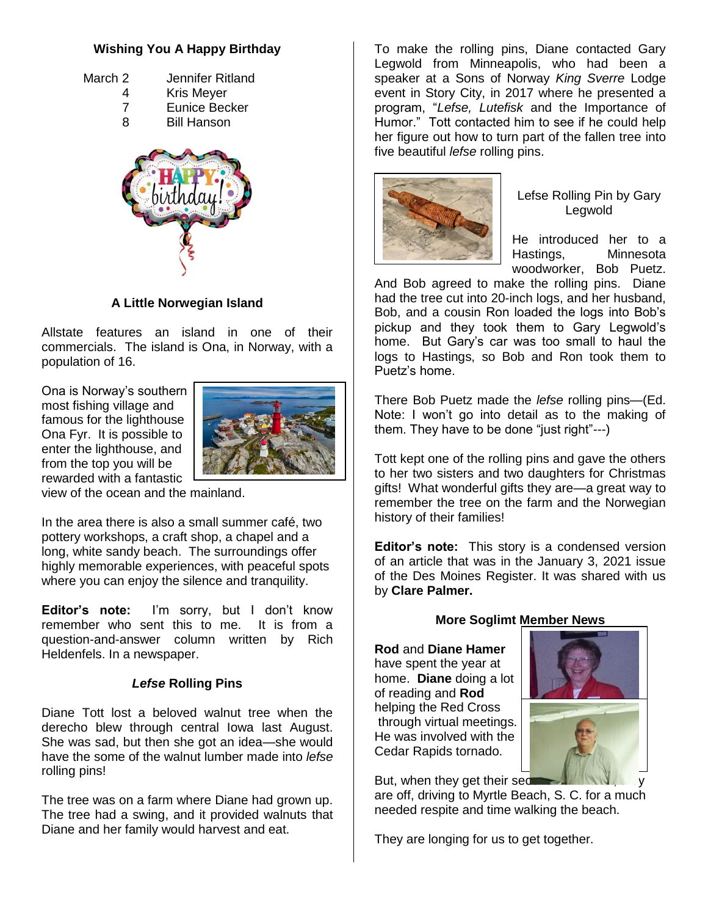### Wishing You A Happy Birthday

| | | |
|---|---|---|
| March | 2 | Jennifer Ritland |
| | 4 | Kris Meyer |
| | 7 | Eunice Becker |
| | 8 | Bill Hanson |

### A Little Norwegian Island

Allstate features an island in one of their commercials. The island is Ona, in Norway, with a population of 16.

Ona is Norway's southern most fishing village and famous for the lighthouse Ona Fyr. It is possible to enter the lighthouse, and from the top you will be rewarded with a fantastic view of the ocean and the mainland.

In the area there is also a small summer café, two pottery workshops, a craft shop, a chapel and a long, white sandy beach. The surroundings offer highly memorable experiences, with peaceful spots where you can enjoy the silence and tranquility.

**Editor's note:** I'm sorry, but I don't know remember who sent this to me. It is from a question-and-answer column written by Rich Heldenfels. In a newspaper.

### *Lefse* Rolling Pins

Diane Tott lost a beloved walnut tree when the derecho blew through central Iowa last August. She was sad, but then she got an idea—she would have the some of the walnut lumber made into *lefse* rolling pins!

The tree was on a farm where Diane had grown up. The tree had a swing, and it provided walnuts that Diane and her family would harvest and eat.

To make the rolling pins, Diane contacted Gary Legwold from Minneapolis, who had been a speaker at a Sons of Norway *King Sverre* Lodge event in Story City, in 2017 where he presented a program, "*Lefse, Lutefisk* and the Importance of Humor." Tott contacted him to see if he could help her figure out how to turn part of the fallen tree into five beautiful *lefse* rolling pins.

Lefse Rolling Pin by Gary Legwold

He introduced her to a Hastings, Minnesota woodworker, Bob Puetz. And Bob agreed to make the rolling pins. Diane had the tree cut into 20-inch logs, and her husband, Bob, and a cousin Ron loaded the logs into Bob's pickup and they took them to Gary Legwold's home. But Gary's car was too small to haul the logs to Hastings, so Bob and Ron took them to Puetz's home.

There Bob Puetz made the *lefse* rolling pins—(Ed. Note: I won't go into detail as to the making of them. They have to be done "just right"---)

Tott kept one of the rolling pins and gave the others to her two sisters and two daughters for Christmas gifts! What wonderful gifts they are—a great way to remember the tree on the farm and the Norwegian history of their families!

**Editor's note:** This story is a condensed version of an article that was in the January 3, 2021 issue of the Des Moines Register. It was shared with us by **Clare Palmer.**

### More Soglimt Member News

**Rod** and **Diane Hamer** have spent the year at home. **Diane** doing a lot of reading and **Rod** helping the Red Cross through virtual meetings. He was involved with the Cedar Rapids tornado.

But, when they get their sec y are off, driving to Myrtle Beach, S. C. for a much needed respite and time walking the beach.

They are longing for us to get together.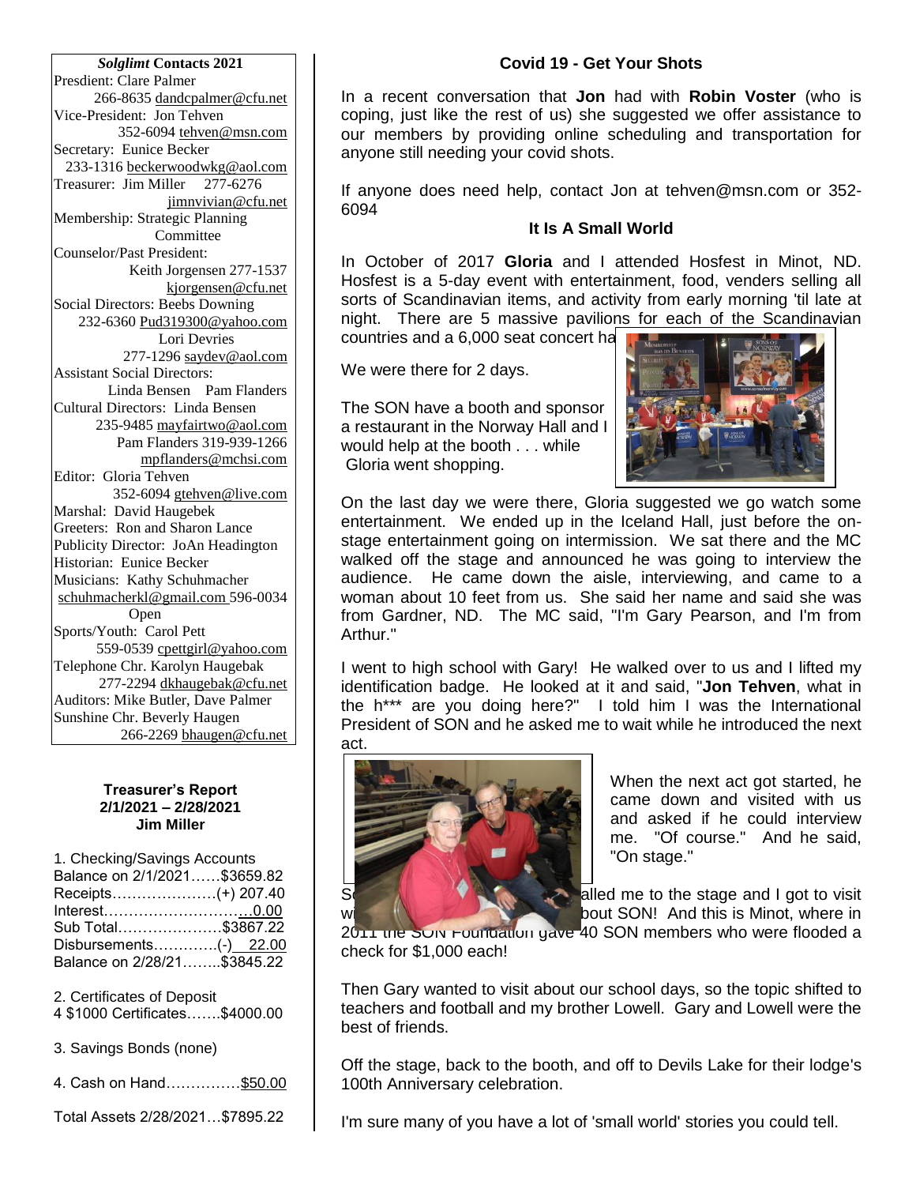***Solglimt* Contacts 2021**

Presdient: Clare Palmer
266-8635 dandcpalmer@cfu.net

Vice-President: Jon Tehven
352-6094 tehven@msn.com

Secretary: Eunice Becker
233-1316 beckerwoodwkg@aol.com

Treasurer: Jim Miller 277-6276
jimnvivian@cfu.net

Membership: Strategic Planning Committee

Counselor/Past President:
Keith Jorgensen 277-1537
kjorgensen@cfu.net

Social Directors: Beebs Downing
232-6360 Pud319300@yahoo.com
Lori Devries
277-1296 saydev@aol.com

Assistant Social Directors:
Linda Bensen Pam Flanders

Cultural Directors: Linda Bensen
235-9485 mayfairtwo@aol.com
Pam Flanders 319-939-1266
mpflanders@mchsi.com

Editor: Gloria Tehven
352-6094 gtehven@live.com

Marshal: David Haugebek

Greeters: Ron and Sharon Lance

Publicity Director: JoAn Headington

Historian: Eunice Becker

Musicians: Kathy Schuhmacher
schuhmacherkl@gmail.com 596-0034
Open

Sports/Youth: Carol Pett
559-0539 cpettgirl@yahoo.com

Telephone Chr. Karolyn Haugebak
277-2294 dkhaugebak@cfu.net

Auditors: Mike Butler, Dave Palmer

Sunshine Chr. Beverly Haugen
266-2269 bhaugen@cfu.net

**Treasurer's Report**
**2/1/2021 – 2/28/2021**
**Jim Miller**

1. Checking/Savings Accounts
Balance on 2/1/2021……$3659.82
Receipts…………………(+) 207.40
Interest……………………….…0.00
Sub Total…………………$3867.22
Disbursements…………(-) 22.00
Balance on 2/28/21……..$3845.22

2. Certificates of Deposit
4 $1000 Certificates…….$4000.00

3. Savings Bonds (none)

4. Cash on Hand……………$50.00

Total Assets 2/28/2021…$7895.22

### Covid 19 - Get Your Shots

In a recent conversation that **Jon** had with **Robin Voster** (who is coping, just like the rest of us) she suggested we offer assistance to our members by providing online scheduling and transportation for anyone still needing your covid shots.

If anyone does need help, contact Jon at tehven@msn.com or 352-6094

### It Is A Small World

In October of 2017 **Gloria** and I attended Hosfest in Minot, ND. Hosfest is a 5-day event with entertainment, food, venders selling all sorts of Scandinavian items, and activity from early morning 'til late at night. There are 5 massive pavilions for each of the Scandinavian countries and a 6,000 seat concert ha[ll].

We were there for 2 days.

The SON have a booth and sponsor a restaurant in the Norway Hall and I would help at the booth . . . while Gloria went shopping.

On the last day we were there, Gloria suggested we go watch some entertainment. We ended up in the Iceland Hall, just before the on-stage entertainment going on intermission. We sat there and the MC walked off the stage and announced he was going to interview the audience. He came down the aisle, interviewing, and came to a woman about 10 feet from us. She said her name and said she was from Gardner, ND. The MC said, "I'm Gary Pearson, and I'm from Arthur."

I went to high school with Gary! He walked over to us and I lifted my identification badge. He looked at it and said, "**Jon Tehven**, what in the h*** are you doing here?" I told him I was the International President of SON and he asked me to wait while he introduced the next act.

When the next act got started, he came down and visited with us and asked if he could interview me. "Of course." And he said, "On stage."

S[o he c]alled me to the stage and I got to visit w[ith him a]bout SON! And this is Minot, where in 2011 the SON Foundation gave 40 SON members who were flooded a check for $1,000 each!

Then Gary wanted to visit about our school days, so the topic shifted to teachers and football and my brother Lowell. Gary and Lowell were the best of friends.

Off the stage, back to the booth, and off to Devils Lake for their lodge's 100th Anniversary celebration.

I'm sure many of you have a lot of 'small world' stories you could tell.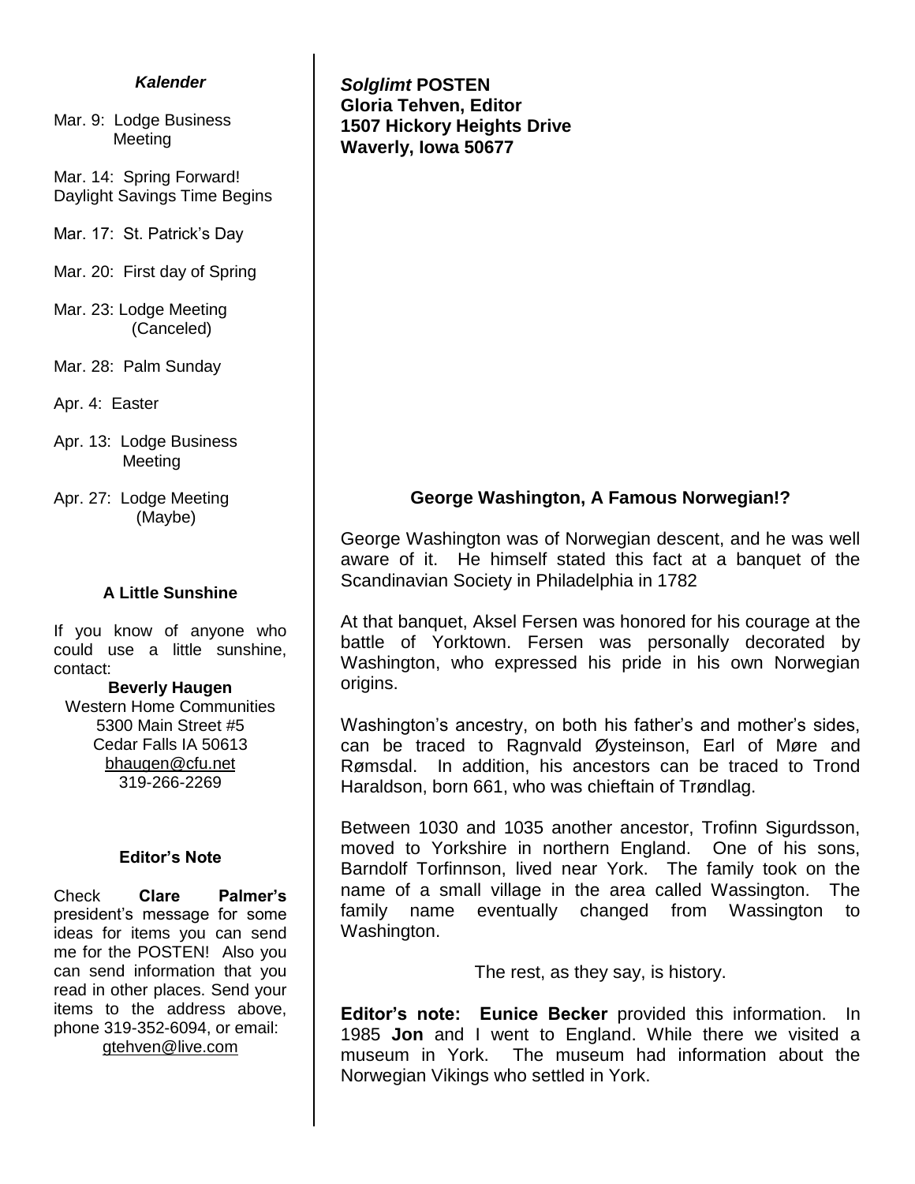### *Kalender*

Mar. 9: Lodge Business Meeting

Mar. 14: Spring Forward! Daylight Savings Time Begins

Mar. 17: St. Patrick's Day

Mar. 20: First day of Spring

Mar. 23: Lodge Meeting (Canceled)

Mar. 28: Palm Sunday

Apr. 4: Easter

Apr. 13: Lodge Business Meeting

Apr. 27: Lodge Meeting (Maybe)

### A Little Sunshine

If you know of anyone who could use a little sunshine, contact:

**Beverly Haugen**
Western Home Communities
5300 Main Street #5
Cedar Falls IA 50613
bhaugen@cfu.net
319-266-2269

### Editor's Note

Check **Clare Palmer's** president's message for some ideas for items you can send me for the POSTEN! Also you can send information that you read in other places. Send your items to the address above, phone 319-352-6094, or email:
gtehven@live.com

***Solglimt* POSTEN**
**Gloria Tehven, Editor**
**1507 Hickory Heights Drive**
**Waverly, Iowa 50677**

### George Washington, A Famous Norwegian!?

George Washington was of Norwegian descent, and he was well aware of it. He himself stated this fact at a banquet of the Scandinavian Society in Philadelphia in 1782

At that banquet, Aksel Fersen was honored for his courage at the battle of Yorktown. Fersen was personally decorated by Washington, who expressed his pride in his own Norwegian origins.

Washington's ancestry, on both his father's and mother's sides, can be traced to Ragnvald Øysteinson, Earl of Møre and Rømsdal. In addition, his ancestors can be traced to Trond Haraldson, born 661, who was chieftain of Trøndlag.

Between 1030 and 1035 another ancestor, Trofinn Sigurdsson, moved to Yorkshire in northern England. One of his sons, Barndolf Torfinnson, lived near York. The family took on the name of a small village in the area called Wassington. The family name eventually changed from Wassington to Washington.

The rest, as they say, is history.

**Editor's note: Eunice Becker** provided this information. In 1985 **Jon** and I went to England. While there we visited a museum in York. The museum had information about the Norwegian Vikings who settled in York.